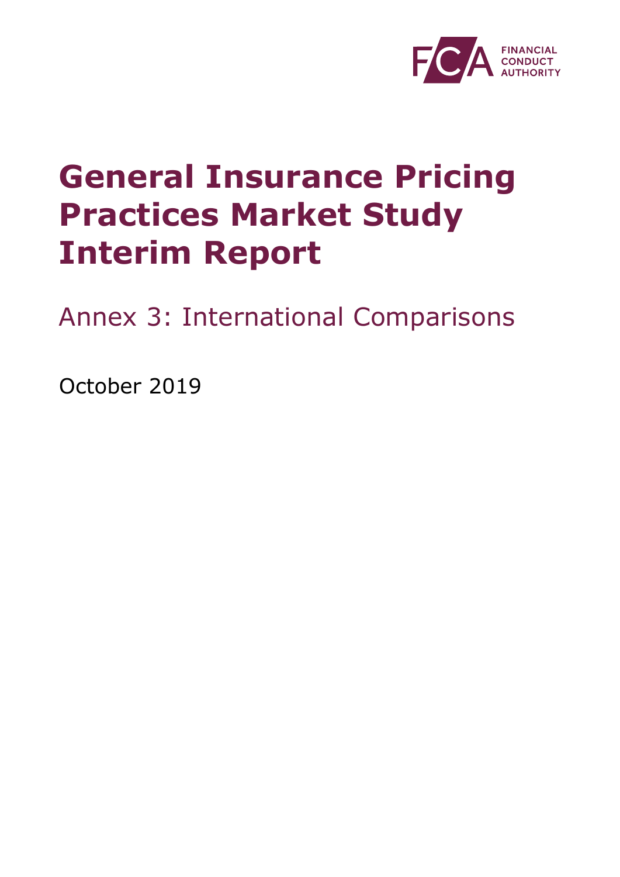FINANCIAL CONDUCT AUTHORITY

# General Insurance Pricing Practices Market Study Interim Report

## Annex 3: International Comparisons

October 2019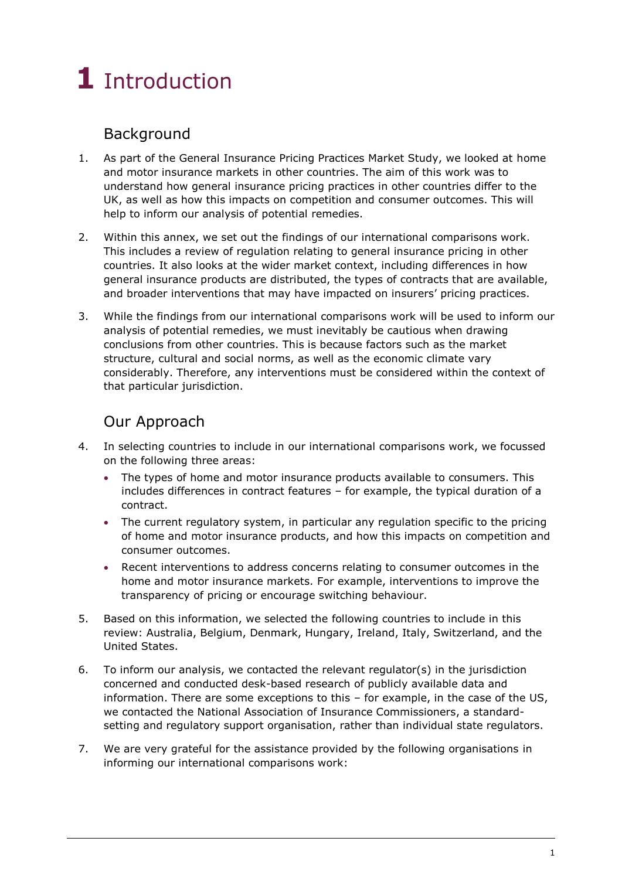# 1 Introduction

## Background

1. As part of the General Insurance Pricing Practices Market Study, we looked at home and motor insurance markets in other countries. The aim of this work was to understand how general insurance pricing practices in other countries differ to the UK, as well as how this impacts on competition and consumer outcomes. This will help to inform our analysis of potential remedies.

2. Within this annex, we set out the findings of our international comparisons work. This includes a review of regulation relating to general insurance pricing in other countries. It also looks at the wider market context, including differences in how general insurance products are distributed, the types of contracts that are available, and broader interventions that may have impacted on insurers' pricing practices.

3. While the findings from our international comparisons work will be used to inform our analysis of potential remedies, we must inevitably be cautious when drawing conclusions from other countries. This is because factors such as the market structure, cultural and social norms, as well as the economic climate vary considerably. Therefore, any interventions must be considered within the context of that particular jurisdiction.

## Our Approach

4. In selecting countries to include in our international comparisons work, we focussed on the following three areas:
   - The types of home and motor insurance products available to consumers. This includes differences in contract features – for example, the typical duration of a contract.
   - The current regulatory system, in particular any regulation specific to the pricing of home and motor insurance products, and how this impacts on competition and consumer outcomes.
   - Recent interventions to address concerns relating to consumer outcomes in the home and motor insurance markets. For example, interventions to improve the transparency of pricing or encourage switching behaviour.

5. Based on this information, we selected the following countries to include in this review: Australia, Belgium, Denmark, Hungary, Ireland, Italy, Switzerland, and the United States.

6. To inform our analysis, we contacted the relevant regulator(s) in the jurisdiction concerned and conducted desk-based research of publicly available data and information. There are some exceptions to this – for example, in the case of the US, we contacted the National Association of Insurance Commissioners, a standard-setting and regulatory support organisation, rather than individual state regulators.

7. We are very grateful for the assistance provided by the following organisations in informing our international comparisons work: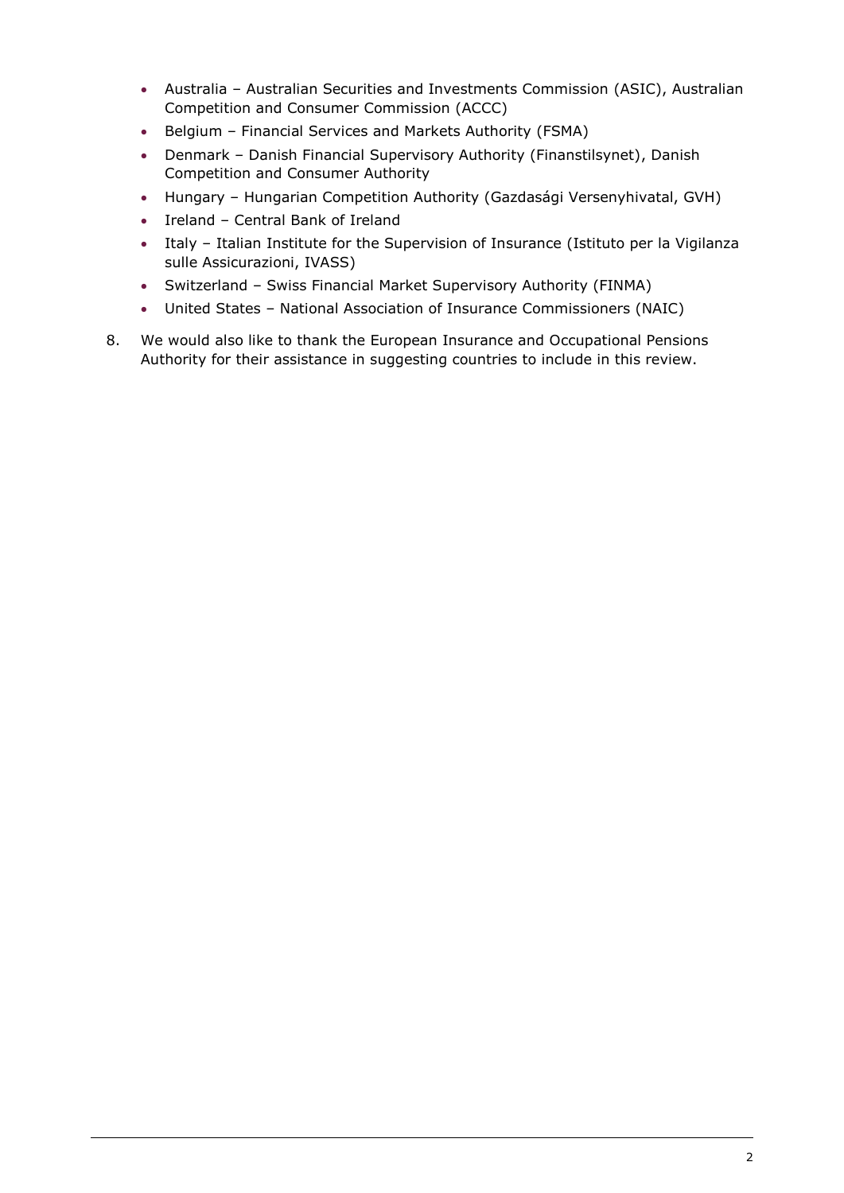- Australia – Australian Securities and Investments Commission (ASIC), Australian Competition and Consumer Commission (ACCC)
- Belgium – Financial Services and Markets Authority (FSMA)
- Denmark – Danish Financial Supervisory Authority (Finanstilsynet), Danish Competition and Consumer Authority
- Hungary – Hungarian Competition Authority (Gazdasági Versenyhivatal, GVH)
- Ireland – Central Bank of Ireland
- Italy – Italian Institute for the Supervision of Insurance (Istituto per la Vigilanza sulle Assicurazioni, IVASS)
- Switzerland – Swiss Financial Market Supervisory Authority (FINMA)
- United States – National Association of Insurance Commissioners (NAIC)

8. We would also like to thank the European Insurance and Occupational Pensions Authority for their assistance in suggesting countries to include in this review.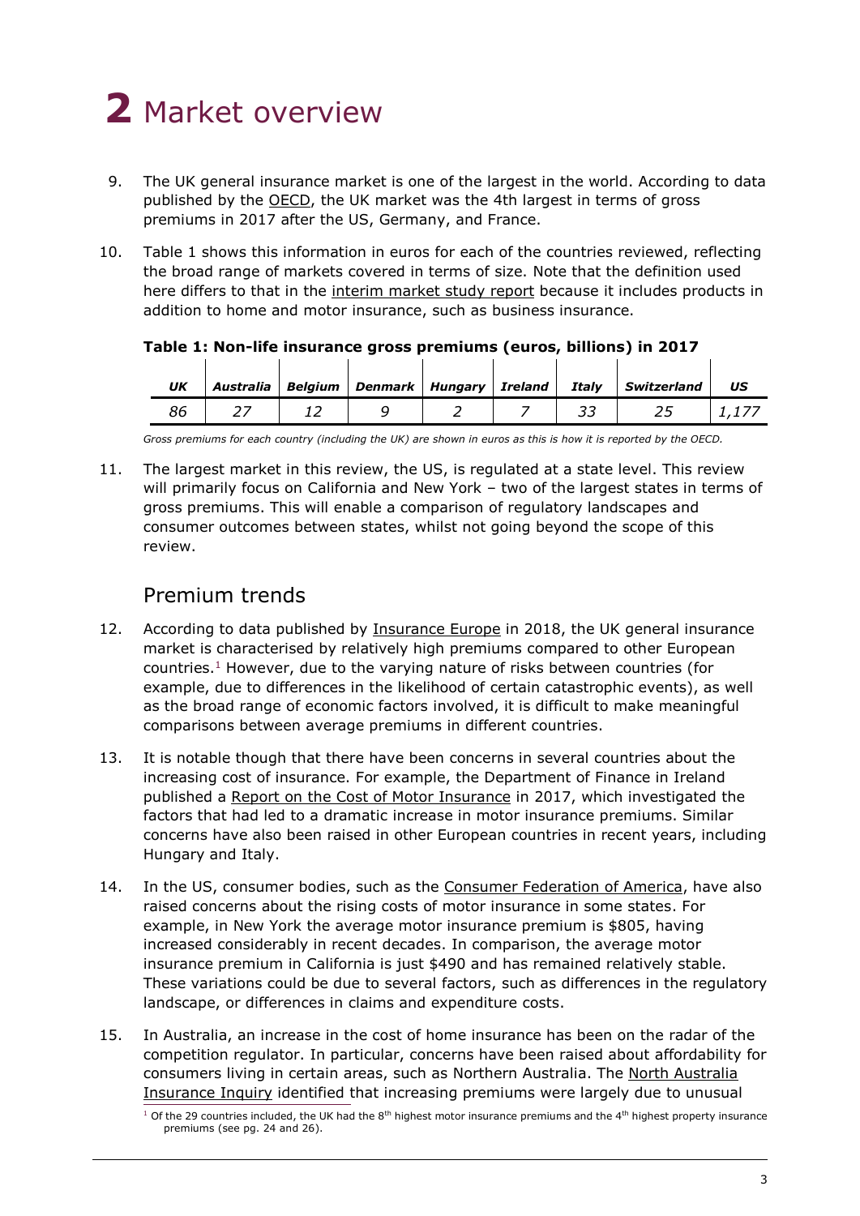# 2 Market overview

9. The UK general insurance market is one of the largest in the world. According to data published by the OECD, the UK market was the 4th largest in terms of gross premiums in 2017 after the US, Germany, and France.

10. Table 1 shows this information in euros for each of the countries reviewed, reflecting the broad range of markets covered in terms of size. Note that the definition used here differs to that in the interim market study report because it includes products in addition to home and motor insurance, such as business insurance.

**Table 1: Non-life insurance gross premiums (euros, billions) in 2017**

| *UK* | *Australia* | *Belgium* | *Denmark* | *Hungary* | *Ireland* | *Italy* | *Switzerland* | *US* |
|---|---|---|---|---|---|---|---|---|
| *86* | *27* | *12* | *9* | *2* | *7* | *33* | *25* | *1,177* |

*Gross premiums for each country (including the UK) are shown in euros as this is how it is reported by the OECD.*

11. The largest market in this review, the US, is regulated at a state level. This review will primarily focus on California and New York – two of the largest states in terms of gross premiums. This will enable a comparison of regulatory landscapes and consumer outcomes between states, whilst not going beyond the scope of this review.

## Premium trends

12. According to data published by Insurance Europe in 2018, the UK general insurance market is characterised by relatively high premiums compared to other European countries.[1] However, due to the varying nature of risks between countries (for example, due to differences in the likelihood of certain catastrophic events), as well as the broad range of economic factors involved, it is difficult to make meaningful comparisons between average premiums in different countries.

13. It is notable though that there have been concerns in several countries about the increasing cost of insurance. For example, the Department of Finance in Ireland published a Report on the Cost of Motor Insurance in 2017, which investigated the factors that had led to a dramatic increase in motor insurance premiums. Similar concerns have also been raised in other European countries in recent years, including Hungary and Italy.

14. In the US, consumer bodies, such as the Consumer Federation of America, have also raised concerns about the rising costs of motor insurance in some states. For example, in New York the average motor insurance premium is $805, having increased considerably in recent decades. In comparison, the average motor insurance premium in California is just $490 and has remained relatively stable. These variations could be due to several factors, such as differences in the regulatory landscape, or differences in claims and expenditure costs.

15. In Australia, an increase in the cost of home insurance has been on the radar of the competition regulator. In particular, concerns have been raised about affordability for consumers living in certain areas, such as Northern Australia. The North Australia Insurance Inquiry identified that increasing premiums were largely due to unusual

[1] Of the 29 countries included, the UK had the 8th highest motor insurance premiums and the 4th highest property insurance premiums (see pg. 24 and 26).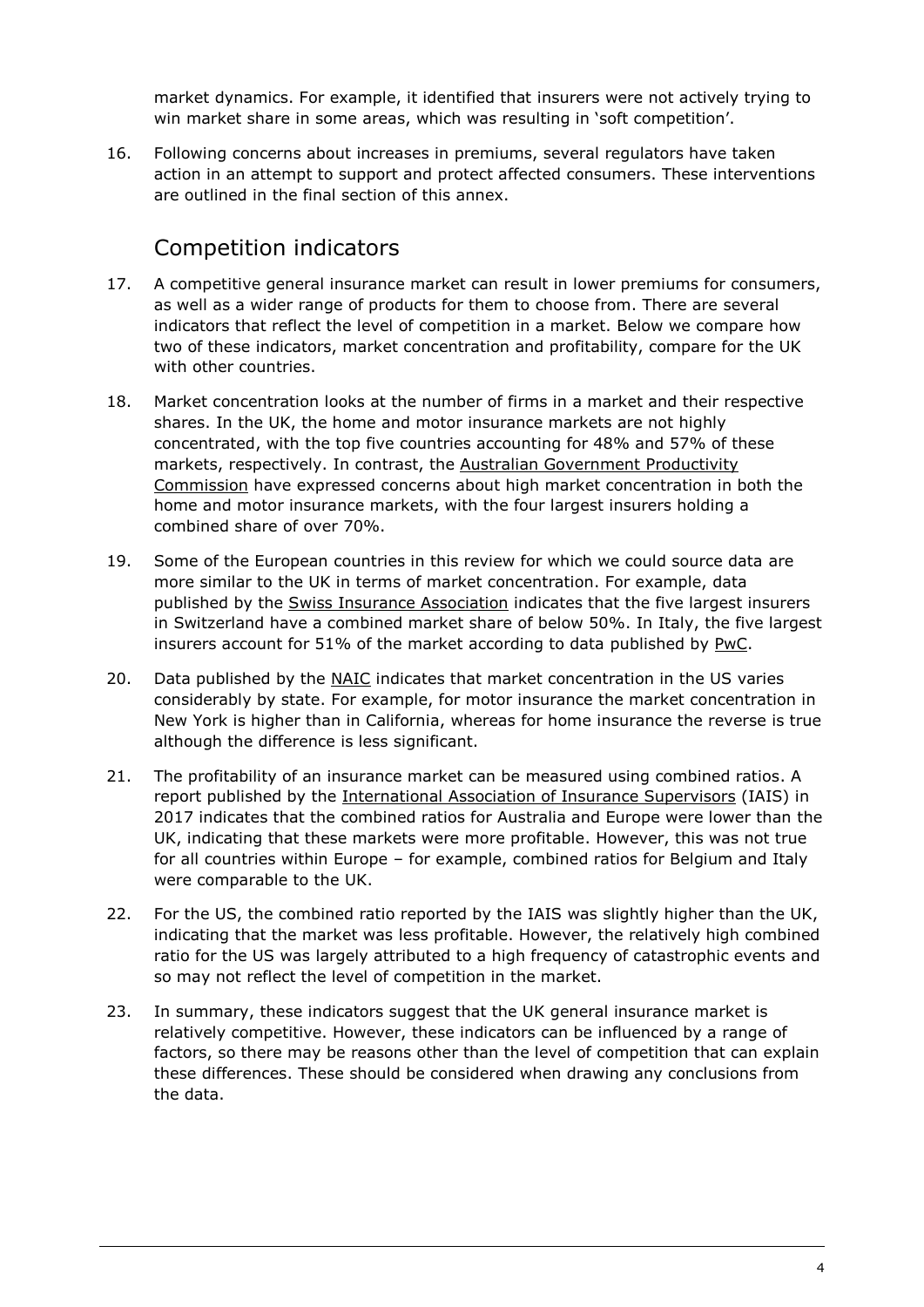market dynamics. For example, it identified that insurers were not actively trying to win market share in some areas, which was resulting in 'soft competition'.

16. Following concerns about increases in premiums, several regulators have taken action in an attempt to support and protect affected consumers. These interventions are outlined in the final section of this annex.

## Competition indicators

17. A competitive general insurance market can result in lower premiums for consumers, as well as a wider range of products for them to choose from. There are several indicators that reflect the level of competition in a market. Below we compare how two of these indicators, market concentration and profitability, compare for the UK with other countries.

18. Market concentration looks at the number of firms in a market and their respective shares. In the UK, the home and motor insurance markets are not highly concentrated, with the top five countries accounting for 48% and 57% of these markets, respectively. In contrast, the Australian Government Productivity Commission have expressed concerns about high market concentration in both the home and motor insurance markets, with the four largest insurers holding a combined share of over 70%.

19. Some of the European countries in this review for which we could source data are more similar to the UK in terms of market concentration. For example, data published by the Swiss Insurance Association indicates that the five largest insurers in Switzerland have a combined market share of below 50%. In Italy, the five largest insurers account for 51% of the market according to data published by PwC.

20. Data published by the NAIC indicates that market concentration in the US varies considerably by state. For example, for motor insurance the market concentration in New York is higher than in California, whereas for home insurance the reverse is true although the difference is less significant.

21. The profitability of an insurance market can be measured using combined ratios. A report published by the International Association of Insurance Supervisors (IAIS) in 2017 indicates that the combined ratios for Australia and Europe were lower than the UK, indicating that these markets were more profitable. However, this was not true for all countries within Europe – for example, combined ratios for Belgium and Italy were comparable to the UK.

22. For the US, the combined ratio reported by the IAIS was slightly higher than the UK, indicating that the market was less profitable. However, the relatively high combined ratio for the US was largely attributed to a high frequency of catastrophic events and so may not reflect the level of competition in the market.

23. In summary, these indicators suggest that the UK general insurance market is relatively competitive. However, these indicators can be influenced by a range of factors, so there may be reasons other than the level of competition that can explain these differences. These should be considered when drawing any conclusions from the data.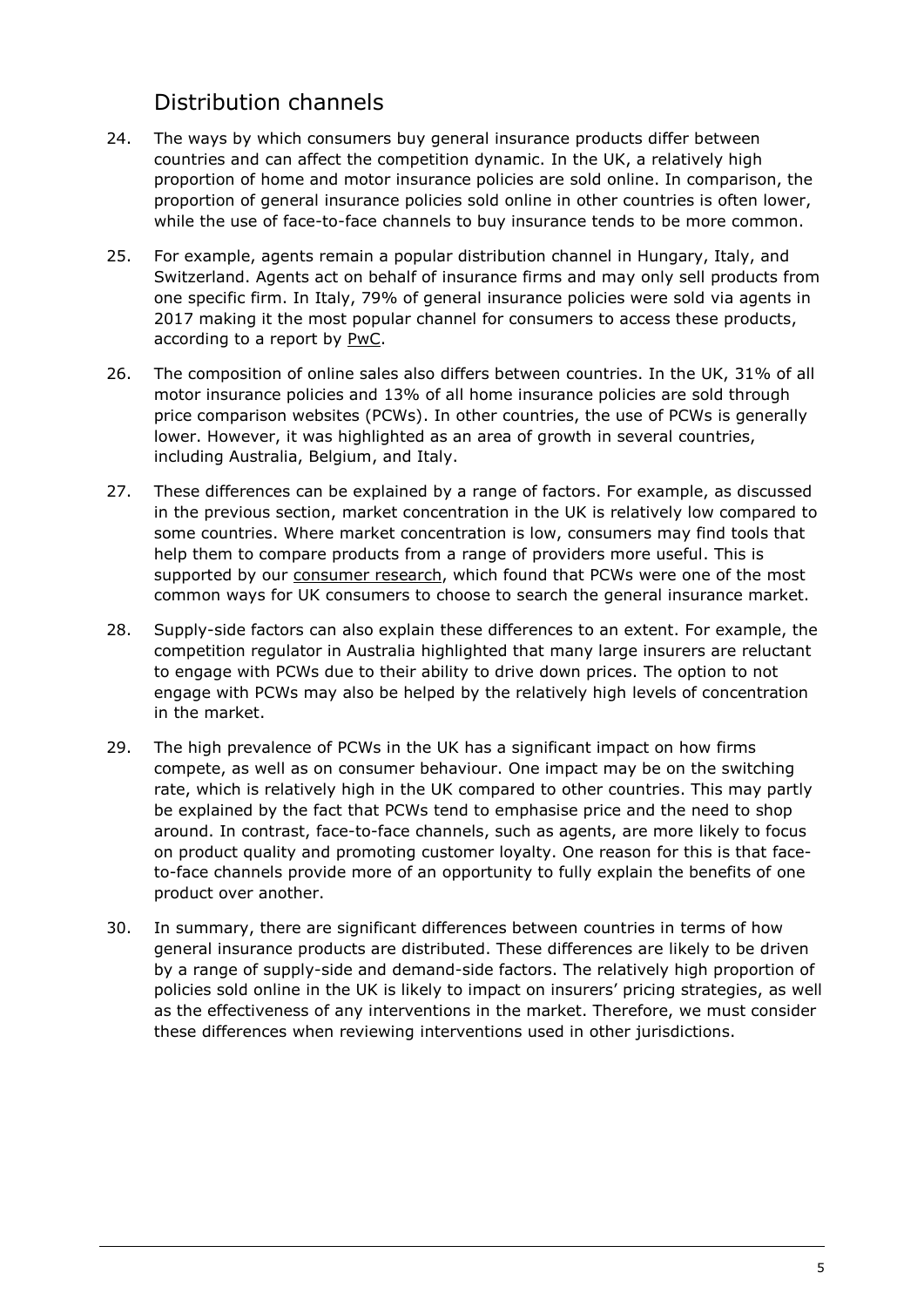## Distribution channels

24. The ways by which consumers buy general insurance products differ between countries and can affect the competition dynamic. In the UK, a relatively high proportion of home and motor insurance policies are sold online. In comparison, the proportion of general insurance policies sold online in other countries is often lower, while the use of face-to-face channels to buy insurance tends to be more common.

25. For example, agents remain a popular distribution channel in Hungary, Italy, and Switzerland. Agents act on behalf of insurance firms and may only sell products from one specific firm. In Italy, 79% of general insurance policies were sold via agents in 2017 making it the most popular channel for consumers to access these products, according to a report by PwC.

26. The composition of online sales also differs between countries. In the UK, 31% of all motor insurance policies and 13% of all home insurance policies are sold through price comparison websites (PCWs). In other countries, the use of PCWs is generally lower. However, it was highlighted as an area of growth in several countries, including Australia, Belgium, and Italy.

27. These differences can be explained by a range of factors. For example, as discussed in the previous section, market concentration in the UK is relatively low compared to some countries. Where market concentration is low, consumers may find tools that help them to compare products from a range of providers more useful. This is supported by our consumer research, which found that PCWs were one of the most common ways for UK consumers to choose to search the general insurance market.

28. Supply-side factors can also explain these differences to an extent. For example, the competition regulator in Australia highlighted that many large insurers are reluctant to engage with PCWs due to their ability to drive down prices. The option to not engage with PCWs may also be helped by the relatively high levels of concentration in the market.

29. The high prevalence of PCWs in the UK has a significant impact on how firms compete, as well as on consumer behaviour. One impact may be on the switching rate, which is relatively high in the UK compared to other countries. This may partly be explained by the fact that PCWs tend to emphasise price and the need to shop around. In contrast, face-to-face channels, such as agents, are more likely to focus on product quality and promoting customer loyalty. One reason for this is that face-to-face channels provide more of an opportunity to fully explain the benefits of one product over another.

30. In summary, there are significant differences between countries in terms of how general insurance products are distributed. These differences are likely to be driven by a range of supply-side and demand-side factors. The relatively high proportion of policies sold online in the UK is likely to impact on insurers' pricing strategies, as well as the effectiveness of any interventions in the market. Therefore, we must consider these differences when reviewing interventions used in other jurisdictions.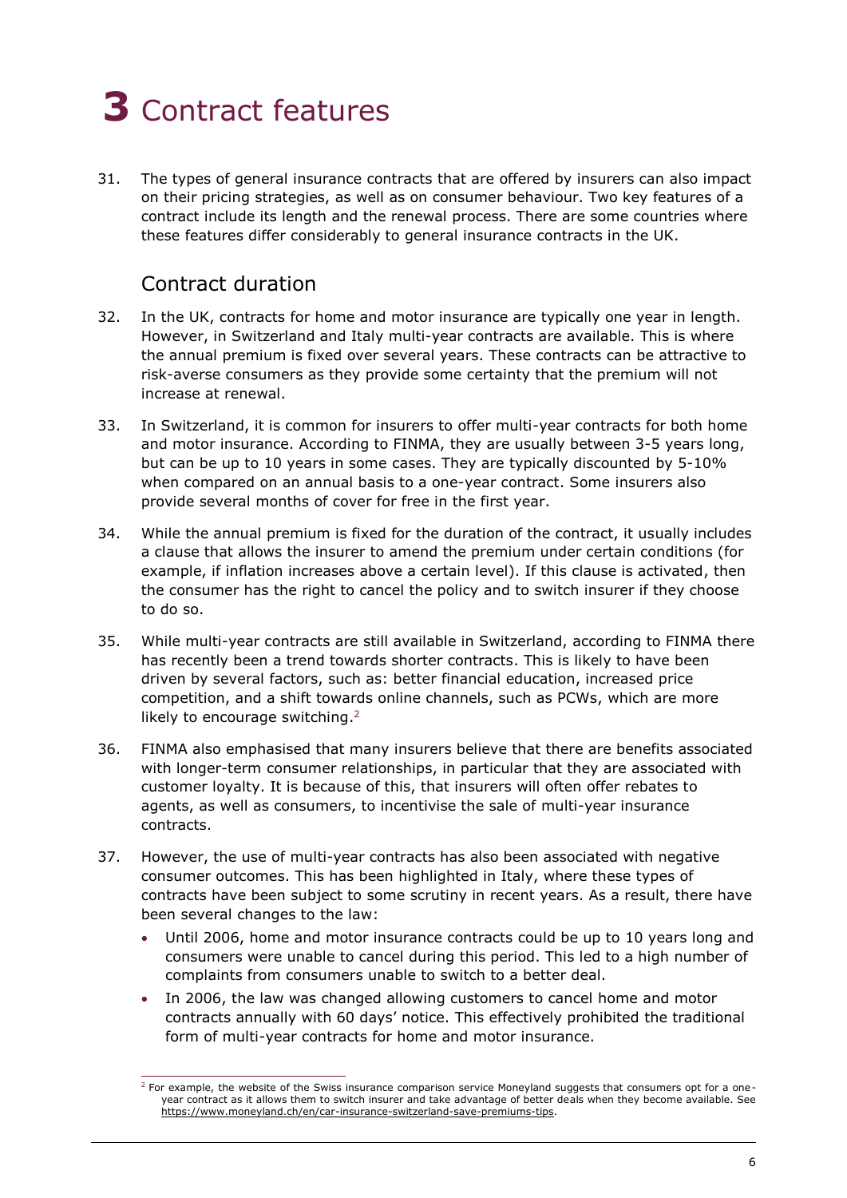# 3 Contract features

31. The types of general insurance contracts that are offered by insurers can also impact on their pricing strategies, as well as on consumer behaviour. Two key features of a contract include its length and the renewal process. There are some countries where these features differ considerably to general insurance contracts in the UK.

## Contract duration

32. In the UK, contracts for home and motor insurance are typically one year in length. However, in Switzerland and Italy multi-year contracts are available. This is where the annual premium is fixed over several years. These contracts can be attractive to risk-averse consumers as they provide some certainty that the premium will not increase at renewal.

33. In Switzerland, it is common for insurers to offer multi-year contracts for both home and motor insurance. According to FINMA, they are usually between 3-5 years long, but can be up to 10 years in some cases. They are typically discounted by 5-10% when compared on an annual basis to a one-year contract. Some insurers also provide several months of cover for free in the first year.

34. While the annual premium is fixed for the duration of the contract, it usually includes a clause that allows the insurer to amend the premium under certain conditions (for example, if inflation increases above a certain level). If this clause is activated, then the consumer has the right to cancel the policy and to switch insurer if they choose to do so.

35. While multi-year contracts are still available in Switzerland, according to FINMA there has recently been a trend towards shorter contracts. This is likely to have been driven by several factors, such as: better financial education, increased price competition, and a shift towards online channels, such as PCWs, which are more likely to encourage switching.[2]

36. FINMA also emphasised that many insurers believe that there are benefits associated with longer-term consumer relationships, in particular that they are associated with customer loyalty. It is because of this, that insurers will often offer rebates to agents, as well as consumers, to incentivise the sale of multi-year insurance contracts.

37. However, the use of multi-year contracts has also been associated with negative consumer outcomes. This has been highlighted in Italy, where these types of contracts have been subject to some scrutiny in recent years. As a result, there have been several changes to the law:
    - Until 2006, home and motor insurance contracts could be up to 10 years long and consumers were unable to cancel during this period. This led to a high number of complaints from consumers unable to switch to a better deal.
    - In 2006, the law was changed allowing customers to cancel home and motor contracts annually with 60 days' notice. This effectively prohibited the traditional form of multi-year contracts for home and motor insurance.

[2] For example, the website of the Swiss insurance comparison service Moneyland suggests that consumers opt for a one-year contract as it allows them to switch insurer and take advantage of better deals when they become available. See https://www.moneyland.ch/en/car-insurance-switzerland-save-premiums-tips.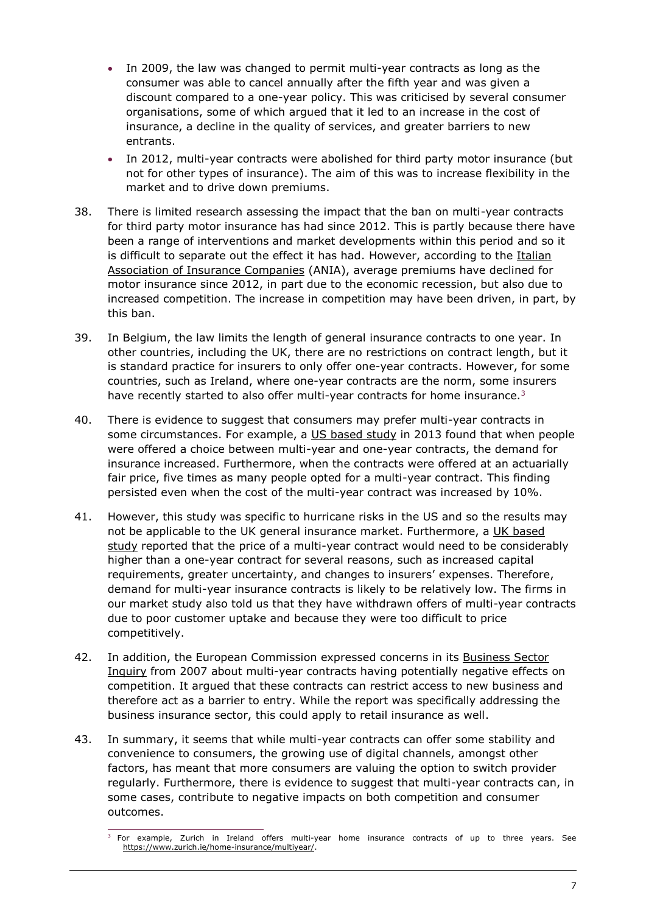- In 2009, the law was changed to permit multi-year contracts as long as the consumer was able to cancel annually after the fifth year and was given a discount compared to a one-year policy. This was criticised by several consumer organisations, some of which argued that it led to an increase in the cost of insurance, a decline in the quality of services, and greater barriers to new entrants.
- In 2012, multi-year contracts were abolished for third party motor insurance (but not for other types of insurance). The aim of this was to increase flexibility in the market and to drive down premiums.

38. There is limited research assessing the impact that the ban on multi-year contracts for third party motor insurance has had since 2012. This is partly because there have been a range of interventions and market developments within this period and so it is difficult to separate out the effect it has had. However, according to the Italian Association of Insurance Companies (ANIA), average premiums have declined for motor insurance since 2012, in part due to the economic recession, but also due to increased competition. The increase in competition may have been driven, in part, by this ban.

39. In Belgium, the law limits the length of general insurance contracts to one year. In other countries, including the UK, there are no restrictions on contract length, but it is standard practice for insurers to only offer one-year contracts. However, for some countries, such as Ireland, where one-year contracts are the norm, some insurers have recently started to also offer multi-year contracts for home insurance.[3]

40. There is evidence to suggest that consumers may prefer multi-year contracts in some circumstances. For example, a US based study in 2013 found that when people were offered a choice between multi-year and one-year contracts, the demand for insurance increased. Furthermore, when the contracts were offered at an actuarially fair price, five times as many people opted for a multi-year contract. This finding persisted even when the cost of the multi-year contract was increased by 10%.

41. However, this study was specific to hurricane risks in the US and so the results may not be applicable to the UK general insurance market. Furthermore, a UK based study reported that the price of a multi-year contract would need to be considerably higher than a one-year contract for several reasons, such as increased capital requirements, greater uncertainty, and changes to insurers' expenses. Therefore, demand for multi-year insurance contracts is likely to be relatively low. The firms in our market study also told us that they have withdrawn offers of multi-year contracts due to poor customer uptake and because they were too difficult to price competitively.

42. In addition, the European Commission expressed concerns in its Business Sector Inquiry from 2007 about multi-year contracts having potentially negative effects on competition. It argued that these contracts can restrict access to new business and therefore act as a barrier to entry. While the report was specifically addressing the business insurance sector, this could apply to retail insurance as well.

43. In summary, it seems that while multi-year contracts can offer some stability and convenience to consumers, the growing use of digital channels, amongst other factors, has meant that more consumers are valuing the option to switch provider regularly. Furthermore, there is evidence to suggest that multi-year contracts can, in some cases, contribute to negative impacts on both competition and consumer outcomes.

[3] For example, Zurich in Ireland offers multi-year home insurance contracts of up to three years. See https://www.zurich.ie/home-insurance/multiyear/.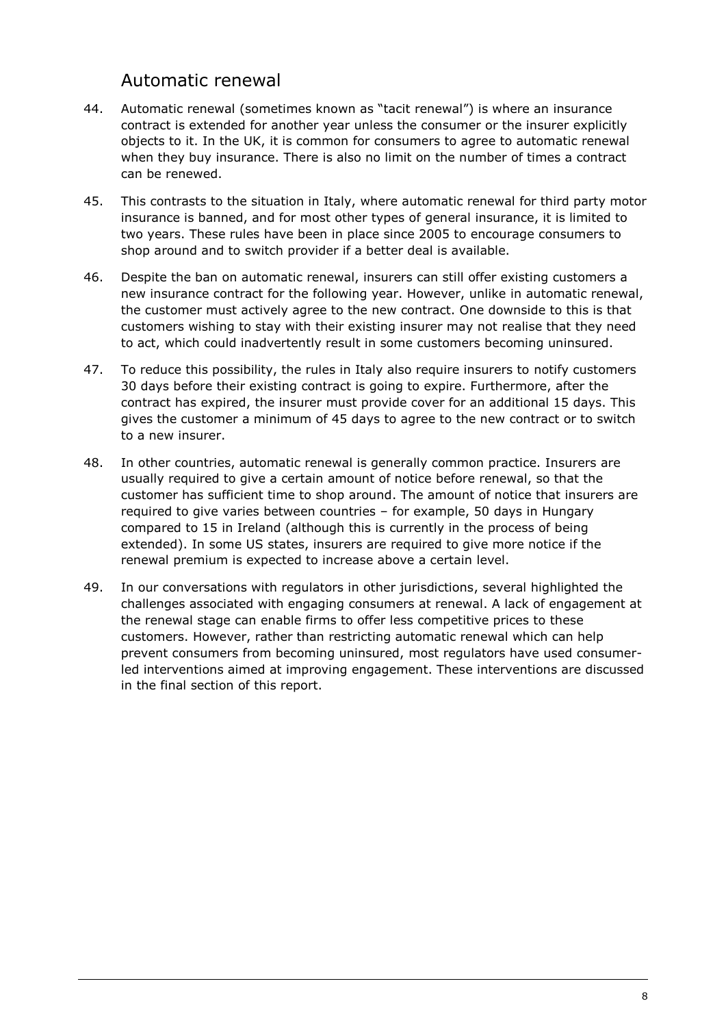## Automatic renewal

44. Automatic renewal (sometimes known as "tacit renewal") is where an insurance contract is extended for another year unless the consumer or the insurer explicitly objects to it. In the UK, it is common for consumers to agree to automatic renewal when they buy insurance. There is also no limit on the number of times a contract can be renewed.

45. This contrasts to the situation in Italy, where automatic renewal for third party motor insurance is banned, and for most other types of general insurance, it is limited to two years. These rules have been in place since 2005 to encourage consumers to shop around and to switch provider if a better deal is available.

46. Despite the ban on automatic renewal, insurers can still offer existing customers a new insurance contract for the following year. However, unlike in automatic renewal, the customer must actively agree to the new contract. One downside to this is that customers wishing to stay with their existing insurer may not realise that they need to act, which could inadvertently result in some customers becoming uninsured.

47. To reduce this possibility, the rules in Italy also require insurers to notify customers 30 days before their existing contract is going to expire. Furthermore, after the contract has expired, the insurer must provide cover for an additional 15 days. This gives the customer a minimum of 45 days to agree to the new contract or to switch to a new insurer.

48. In other countries, automatic renewal is generally common practice. Insurers are usually required to give a certain amount of notice before renewal, so that the customer has sufficient time to shop around. The amount of notice that insurers are required to give varies between countries – for example, 50 days in Hungary compared to 15 in Ireland (although this is currently in the process of being extended). In some US states, insurers are required to give more notice if the renewal premium is expected to increase above a certain level.

49. In our conversations with regulators in other jurisdictions, several highlighted the challenges associated with engaging consumers at renewal. A lack of engagement at the renewal stage can enable firms to offer less competitive prices to these customers. However, rather than restricting automatic renewal which can help prevent consumers from becoming uninsured, most regulators have used consumer-led interventions aimed at improving engagement. These interventions are discussed in the final section of this report.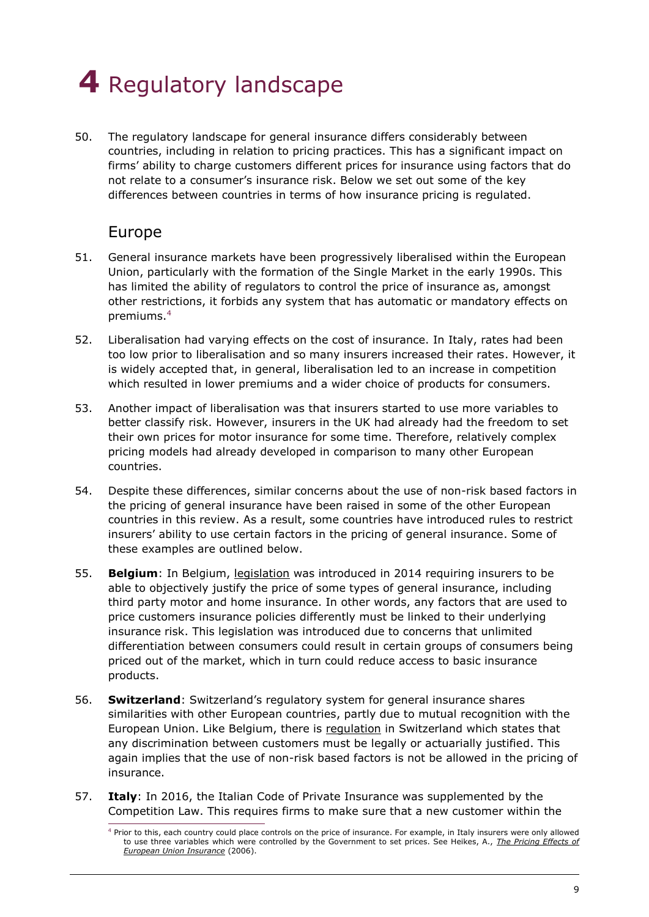# 4 Regulatory landscape

50. The regulatory landscape for general insurance differs considerably between countries, including in relation to pricing practices. This has a significant impact on firms' ability to charge customers different prices for insurance using factors that do not relate to a consumer's insurance risk. Below we set out some of the key differences between countries in terms of how insurance pricing is regulated.

## Europe

51. General insurance markets have been progressively liberalised within the European Union, particularly with the formation of the Single Market in the early 1990s. This has limited the ability of regulators to control the price of insurance as, amongst other restrictions, it forbids any system that has automatic or mandatory effects on premiums.[4]

52. Liberalisation had varying effects on the cost of insurance. In Italy, rates had been too low prior to liberalisation and so many insurers increased their rates. However, it is widely accepted that, in general, liberalisation led to an increase in competition which resulted in lower premiums and a wider choice of products for consumers.

53. Another impact of liberalisation was that insurers started to use more variables to better classify risk. However, insurers in the UK had already had the freedom to set their own prices for motor insurance for some time. Therefore, relatively complex pricing models had already developed in comparison to many other European countries.

54. Despite these differences, similar concerns about the use of non-risk based factors in the pricing of general insurance have been raised in some of the other European countries in this review. As a result, some countries have introduced rules to restrict insurers' ability to use certain factors in the pricing of general insurance. Some of these examples are outlined below.

55. **Belgium**: In Belgium, legislation was introduced in 2014 requiring insurers to be able to objectively justify the price of some types of general insurance, including third party motor and home insurance. In other words, any factors that are used to price customers insurance policies differently must be linked to their underlying insurance risk. This legislation was introduced due to concerns that unlimited differentiation between consumers could result in certain groups of consumers being priced out of the market, which in turn could reduce access to basic insurance products.

56. **Switzerland**: Switzerland's regulatory system for general insurance shares similarities with other European countries, partly due to mutual recognition with the European Union. Like Belgium, there is regulation in Switzerland which states that any discrimination between customers must be legally or actuarially justified. This again implies that the use of non-risk based factors is not be allowed in the pricing of insurance.

57. **Italy**: In 2016, the Italian Code of Private Insurance was supplemented by the Competition Law. This requires firms to make sure that a new customer within the

[4] Prior to this, each country could place controls on the price of insurance. For example, in Italy insurers were only allowed to use three variables which were controlled by the Government to set prices. See Heikes, A., *The Pricing Effects of European Union Insurance* (2006).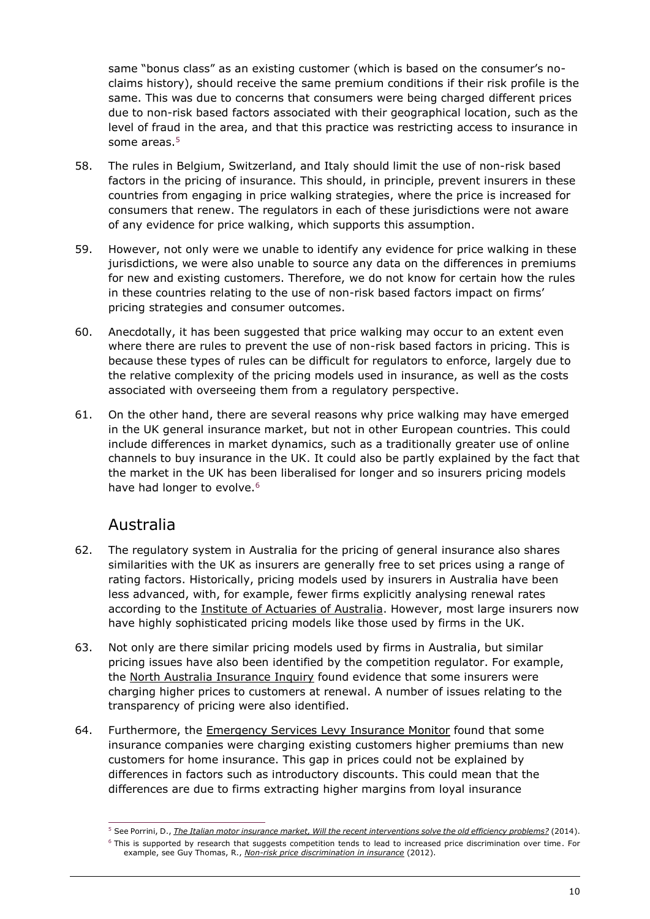same "bonus class" as an existing customer (which is based on the consumer's no-claims history), should receive the same premium conditions if their risk profile is the same. This was due to concerns that consumers were being charged different prices due to non-risk based factors associated with their geographical location, such as the level of fraud in the area, and that this practice was restricting access to insurance in some areas.[5]

58. The rules in Belgium, Switzerland, and Italy should limit the use of non-risk based factors in the pricing of insurance. This should, in principle, prevent insurers in these countries from engaging in price walking strategies, where the price is increased for consumers that renew. The regulators in each of these jurisdictions were not aware of any evidence for price walking, which supports this assumption.

59. However, not only were we unable to identify any evidence for price walking in these jurisdictions, we were also unable to source any data on the differences in premiums for new and existing customers. Therefore, we do not know for certain how the rules in these countries relating to the use of non-risk based factors impact on firms' pricing strategies and consumer outcomes.

60. Anecdotally, it has been suggested that price walking may occur to an extent even where there are rules to prevent the use of non-risk based factors in pricing. This is because these types of rules can be difficult for regulators to enforce, largely due to the relative complexity of the pricing models used in insurance, as well as the costs associated with overseeing them from a regulatory perspective.

61. On the other hand, there are several reasons why price walking may have emerged in the UK general insurance market, but not in other European countries. This could include differences in market dynamics, such as a traditionally greater use of online channels to buy insurance in the UK. It could also be partly explained by the fact that the market in the UK has been liberalised for longer and so insurers pricing models have had longer to evolve.[6]

## Australia

62. The regulatory system in Australia for the pricing of general insurance also shares similarities with the UK as insurers are generally free to set prices using a range of rating factors. Historically, pricing models used by insurers in Australia have been less advanced, with, for example, fewer firms explicitly analysing renewal rates according to the Institute of Actuaries of Australia. However, most large insurers now have highly sophisticated pricing models like those used by firms in the UK.

63. Not only are there similar pricing models used by firms in Australia, but similar pricing issues have also been identified by the competition regulator. For example, the North Australia Insurance Inquiry found evidence that some insurers were charging higher prices to customers at renewal. A number of issues relating to the transparency of pricing were also identified.

64. Furthermore, the Emergency Services Levy Insurance Monitor found that some insurance companies were charging existing customers higher premiums than new customers for home insurance. This gap in prices could not be explained by differences in factors such as introductory discounts. This could mean that the differences are due to firms extracting higher margins from loyal insurance

[5] See Porrini, D., *The Italian motor insurance market, Will the recent interventions solve the old efficiency problems?* (2014).

[6] This is supported by research that suggests competition tends to lead to increased price discrimination over time. For example, see Guy Thomas, R., *Non-risk price discrimination in insurance* (2012).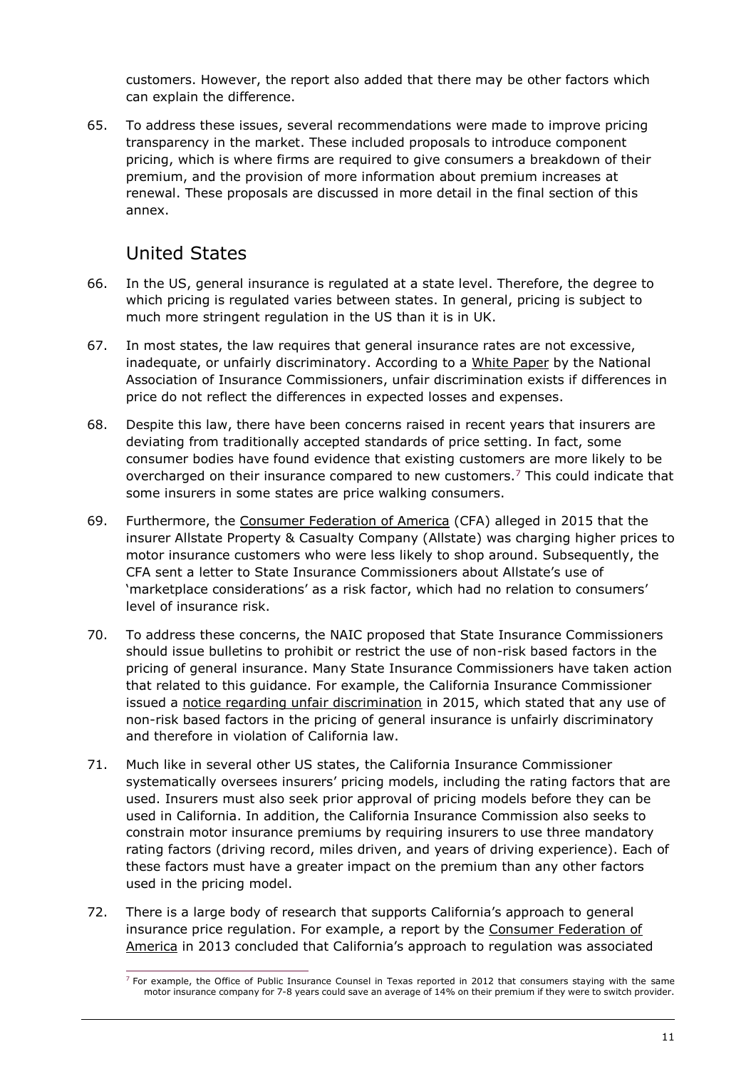customers. However, the report also added that there may be other factors which can explain the difference.

65. To address these issues, several recommendations were made to improve pricing transparency in the market. These included proposals to introduce component pricing, which is where firms are required to give consumers a breakdown of their premium, and the provision of more information about premium increases at renewal. These proposals are discussed in more detail in the final section of this annex.

## United States

66. In the US, general insurance is regulated at a state level. Therefore, the degree to which pricing is regulated varies between states. In general, pricing is subject to much more stringent regulation in the US than it is in UK.

67. In most states, the law requires that general insurance rates are not excessive, inadequate, or unfairly discriminatory. According to a White Paper by the National Association of Insurance Commissioners, unfair discrimination exists if differences in price do not reflect the differences in expected losses and expenses.

68. Despite this law, there have been concerns raised in recent years that insurers are deviating from traditionally accepted standards of price setting. In fact, some consumer bodies have found evidence that existing customers are more likely to be overcharged on their insurance compared to new customers.[7] This could indicate that some insurers in some states are price walking consumers.

69. Furthermore, the Consumer Federation of America (CFA) alleged in 2015 that the insurer Allstate Property & Casualty Company (Allstate) was charging higher prices to motor insurance customers who were less likely to shop around. Subsequently, the CFA sent a letter to State Insurance Commissioners about Allstate's use of 'marketplace considerations' as a risk factor, which had no relation to consumers' level of insurance risk.

70. To address these concerns, the NAIC proposed that State Insurance Commissioners should issue bulletins to prohibit or restrict the use of non-risk based factors in the pricing of general insurance. Many State Insurance Commissioners have taken action that related to this guidance. For example, the California Insurance Commissioner issued a notice regarding unfair discrimination in 2015, which stated that any use of non-risk based factors in the pricing of general insurance is unfairly discriminatory and therefore in violation of California law.

71. Much like in several other US states, the California Insurance Commissioner systematically oversees insurers' pricing models, including the rating factors that are used. Insurers must also seek prior approval of pricing models before they can be used in California. In addition, the California Insurance Commission also seeks to constrain motor insurance premiums by requiring insurers to use three mandatory rating factors (driving record, miles driven, and years of driving experience). Each of these factors must have a greater impact on the premium than any other factors used in the pricing model.

72. There is a large body of research that supports California's approach to general insurance price regulation. For example, a report by the Consumer Federation of America in 2013 concluded that California's approach to regulation was associated

[7] For example, the Office of Public Insurance Counsel in Texas reported in 2012 that consumers staying with the same motor insurance company for 7-8 years could save an average of 14% on their premium if they were to switch provider.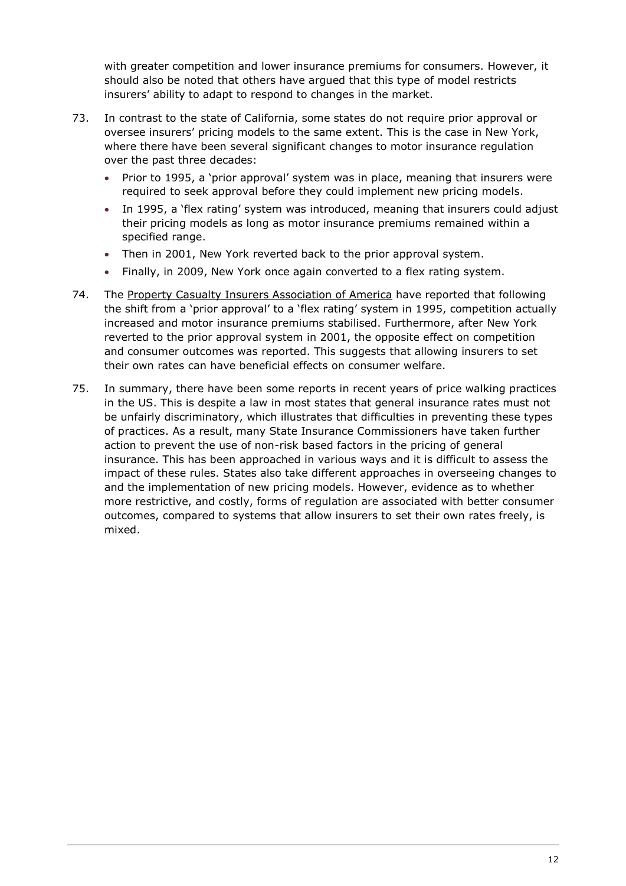with greater competition and lower insurance premiums for consumers. However, it should also be noted that others have argued that this type of model restricts insurers' ability to adapt to respond to changes in the market.

73. In contrast to the state of California, some states do not require prior approval or oversee insurers' pricing models to the same extent. This is the case in New York, where there have been several significant changes to motor insurance regulation over the past three decades:

   - Prior to 1995, a 'prior approval' system was in place, meaning that insurers were required to seek approval before they could implement new pricing models.
   - In 1995, a 'flex rating' system was introduced, meaning that insurers could adjust their pricing models as long as motor insurance premiums remained within a specified range.
   - Then in 2001, New York reverted back to the prior approval system.
   - Finally, in 2009, New York once again converted to a flex rating system.

74. The Property Casualty Insurers Association of America have reported that following the shift from a 'prior approval' to a 'flex rating' system in 1995, competition actually increased and motor insurance premiums stabilised. Furthermore, after New York reverted to the prior approval system in 2001, the opposite effect on competition and consumer outcomes was reported. This suggests that allowing insurers to set their own rates can have beneficial effects on consumer welfare.

75. In summary, there have been some reports in recent years of price walking practices in the US. This is despite a law in most states that general insurance rates must not be unfairly discriminatory, which illustrates that difficulties in preventing these types of practices. As a result, many State Insurance Commissioners have taken further action to prevent the use of non-risk based factors in the pricing of general insurance. This has been approached in various ways and it is difficult to assess the impact of these rules. States also take different approaches in overseeing changes to and the implementation of new pricing models. However, evidence as to whether more restrictive, and costly, forms of regulation are associated with better consumer outcomes, compared to systems that allow insurers to set their own rates freely, is mixed.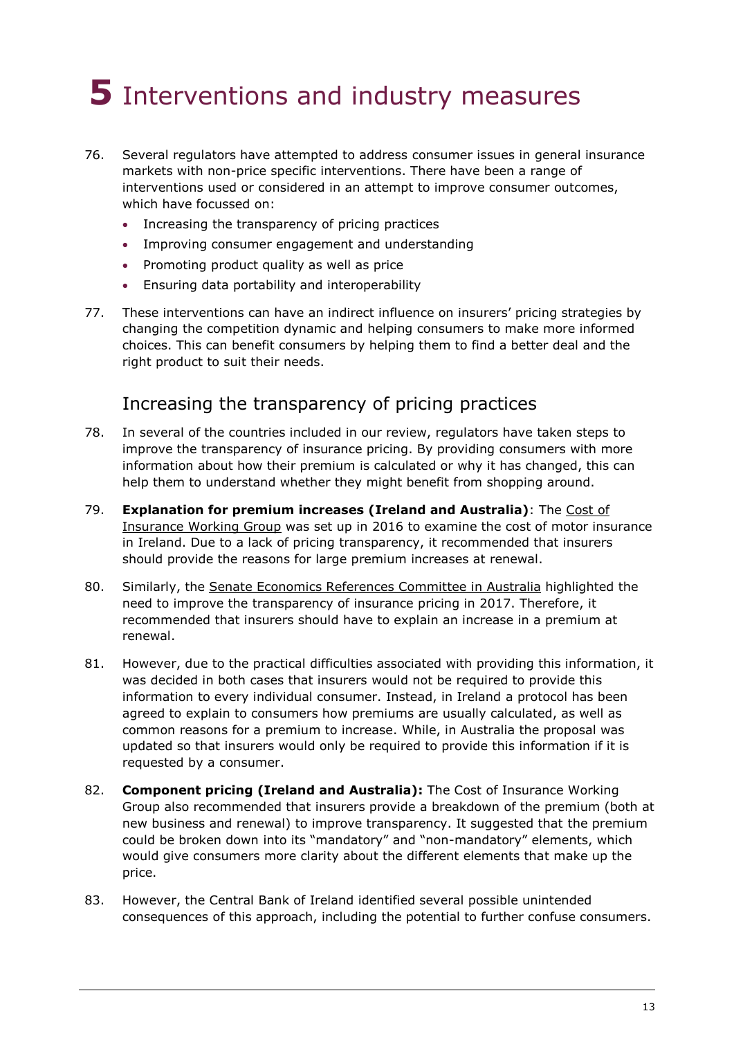# 5 Interventions and industry measures

76. Several regulators have attempted to address consumer issues in general insurance markets with non-price specific interventions. There have been a range of interventions used or considered in an attempt to improve consumer outcomes, which have focussed on:

    - Increasing the transparency of pricing practices
    - Improving consumer engagement and understanding
    - Promoting product quality as well as price
    - Ensuring data portability and interoperability

77. These interventions can have an indirect influence on insurers' pricing strategies by changing the competition dynamic and helping consumers to make more informed choices. This can benefit consumers by helping them to find a better deal and the right product to suit their needs.

## Increasing the transparency of pricing practices

78. In several of the countries included in our review, regulators have taken steps to improve the transparency of insurance pricing. By providing consumers with more information about how their premium is calculated or why it has changed, this can help them to understand whether they might benefit from shopping around.

79. **Explanation for premium increases (Ireland and Australia)**: The Cost of Insurance Working Group was set up in 2016 to examine the cost of motor insurance in Ireland. Due to a lack of pricing transparency, it recommended that insurers should provide the reasons for large premium increases at renewal.

80. Similarly, the Senate Economics References Committee in Australia highlighted the need to improve the transparency of insurance pricing in 2017. Therefore, it recommended that insurers should have to explain an increase in a premium at renewal.

81. However, due to the practical difficulties associated with providing this information, it was decided in both cases that insurers would not be required to provide this information to every individual consumer. Instead, in Ireland a protocol has been agreed to explain to consumers how premiums are usually calculated, as well as common reasons for a premium to increase. While, in Australia the proposal was updated so that insurers would only be required to provide this information if it is requested by a consumer.

82. **Component pricing (Ireland and Australia):** The Cost of Insurance Working Group also recommended that insurers provide a breakdown of the premium (both at new business and renewal) to improve transparency. It suggested that the premium could be broken down into its "mandatory" and "non-mandatory" elements, which would give consumers more clarity about the different elements that make up the price.

83. However, the Central Bank of Ireland identified several possible unintended consequences of this approach, including the potential to further confuse consumers.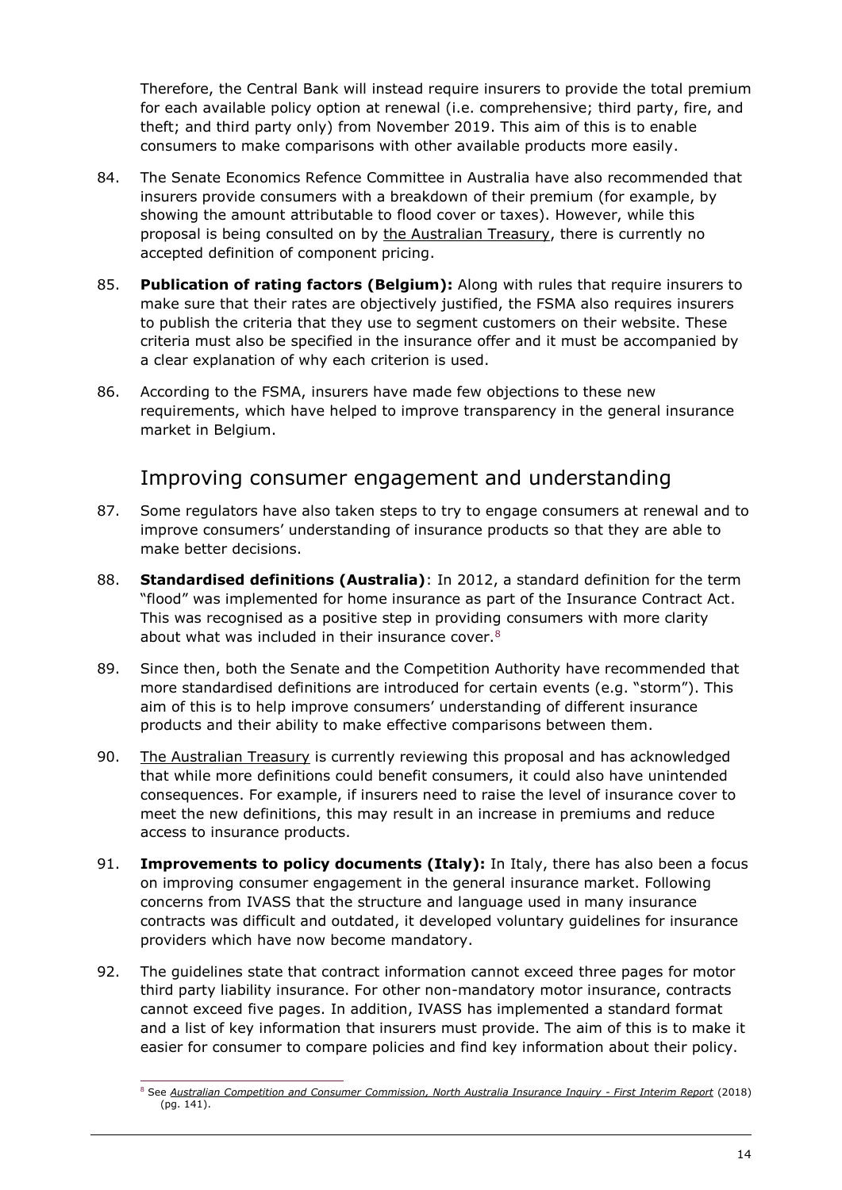Therefore, the Central Bank will instead require insurers to provide the total premium for each available policy option at renewal (i.e. comprehensive; third party, fire, and theft; and third party only) from November 2019. This aim of this is to enable consumers to make comparisons with other available products more easily.

84. The Senate Economics Refence Committee in Australia have also recommended that insurers provide consumers with a breakdown of their premium (for example, by showing the amount attributable to flood cover or taxes). However, while this proposal is being consulted on by the Australian Treasury, there is currently no accepted definition of component pricing.

85. **Publication of rating factors (Belgium):** Along with rules that require insurers to make sure that their rates are objectively justified, the FSMA also requires insurers to publish the criteria that they use to segment customers on their website. These criteria must also be specified in the insurance offer and it must be accompanied by a clear explanation of why each criterion is used.

86. According to the FSMA, insurers have made few objections to these new requirements, which have helped to improve transparency in the general insurance market in Belgium.

## Improving consumer engagement and understanding

87. Some regulators have also taken steps to try to engage consumers at renewal and to improve consumers' understanding of insurance products so that they are able to make better decisions.

88. **Standardised definitions (Australia)**: In 2012, a standard definition for the term "flood" was implemented for home insurance as part of the Insurance Contract Act. This was recognised as a positive step in providing consumers with more clarity about what was included in their insurance cover.[8]

89. Since then, both the Senate and the Competition Authority have recommended that more standardised definitions are introduced for certain events (e.g. "storm"). This aim of this is to help improve consumers' understanding of different insurance products and their ability to make effective comparisons between them.

90. The Australian Treasury is currently reviewing this proposal and has acknowledged that while more definitions could benefit consumers, it could also have unintended consequences. For example, if insurers need to raise the level of insurance cover to meet the new definitions, this may result in an increase in premiums and reduce access to insurance products.

91. **Improvements to policy documents (Italy):** In Italy, there has also been a focus on improving consumer engagement in the general insurance market. Following concerns from IVASS that the structure and language used in many insurance contracts was difficult and outdated, it developed voluntary guidelines for insurance providers which have now become mandatory.

92. The guidelines state that contract information cannot exceed three pages for motor third party liability insurance. For other non-mandatory motor insurance, contracts cannot exceed five pages. In addition, IVASS has implemented a standard format and a list of key information that insurers must provide. The aim of this is to make it easier for consumer to compare policies and find key information about their policy.

[8] See *Australian Competition and Consumer Commission, North Australia Insurance Inquiry - First Interim Report* (2018) (pg. 141).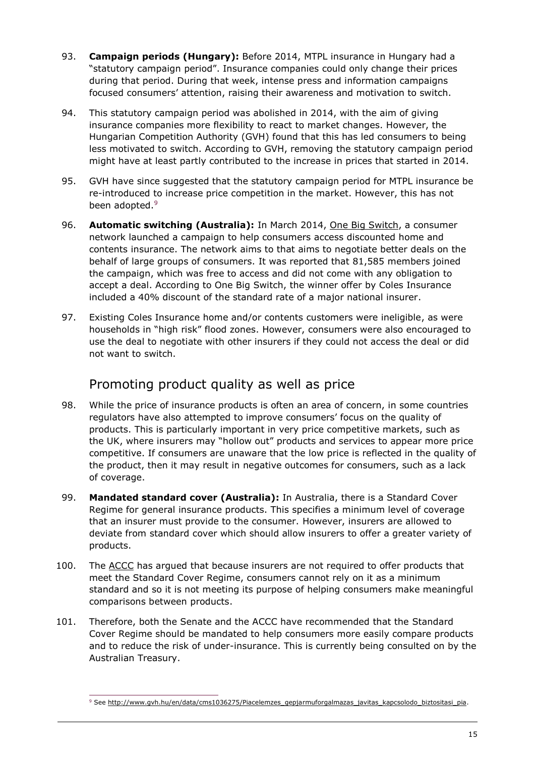93. **Campaign periods (Hungary):** Before 2014, MTPL insurance in Hungary had a "statutory campaign period". Insurance companies could only change their prices during that period. During that week, intense press and information campaigns focused consumers' attention, raising their awareness and motivation to switch.

94. This statutory campaign period was abolished in 2014, with the aim of giving insurance companies more flexibility to react to market changes. However, the Hungarian Competition Authority (GVH) found that this has led consumers to being less motivated to switch. According to GVH, removing the statutory campaign period might have at least partly contributed to the increase in prices that started in 2014.

95. GVH have since suggested that the statutory campaign period for MTPL insurance be re-introduced to increase price competition in the market. However, this has not been adopted.[9]

96. **Automatic switching (Australia):** In March 2014, One Big Switch, a consumer network launched a campaign to help consumers access discounted home and contents insurance. The network aims to that aims to negotiate better deals on the behalf of large groups of consumers. It was reported that 81,585 members joined the campaign, which was free to access and did not come with any obligation to accept a deal. According to One Big Switch, the winner offer by Coles Insurance included a 40% discount of the standard rate of a major national insurer.

97. Existing Coles Insurance home and/or contents customers were ineligible, as were households in "high risk" flood zones. However, consumers were also encouraged to use the deal to negotiate with other insurers if they could not access the deal or did not want to switch.

## Promoting product quality as well as price

98. While the price of insurance products is often an area of concern, in some countries regulators have also attempted to improve consumers' focus on the quality of products. This is particularly important in very price competitive markets, such as the UK, where insurers may "hollow out" products and services to appear more price competitive. If consumers are unaware that the low price is reflected in the quality of the product, then it may result in negative outcomes for consumers, such as a lack of coverage.

99. **Mandated standard cover (Australia):** In Australia, there is a Standard Cover Regime for general insurance products. This specifies a minimum level of coverage that an insurer must provide to the consumer. However, insurers are allowed to deviate from standard cover which should allow insurers to offer a greater variety of products.

100. The ACCC has argued that because insurers are not required to offer products that meet the Standard Cover Regime, consumers cannot rely on it as a minimum standard and so it is not meeting its purpose of helping consumers make meaningful comparisons between products.

101. Therefore, both the Senate and the ACCC have recommended that the Standard Cover Regime should be mandated to help consumers more easily compare products and to reduce the risk of under-insurance. This is currently being consulted on by the Australian Treasury.

---

[9] See http://www.gvh.hu/en/data/cms1036275/Piacelemzes_gepjarmuforgalmazas_javitas_kapcsolodo_biztositasi_pia.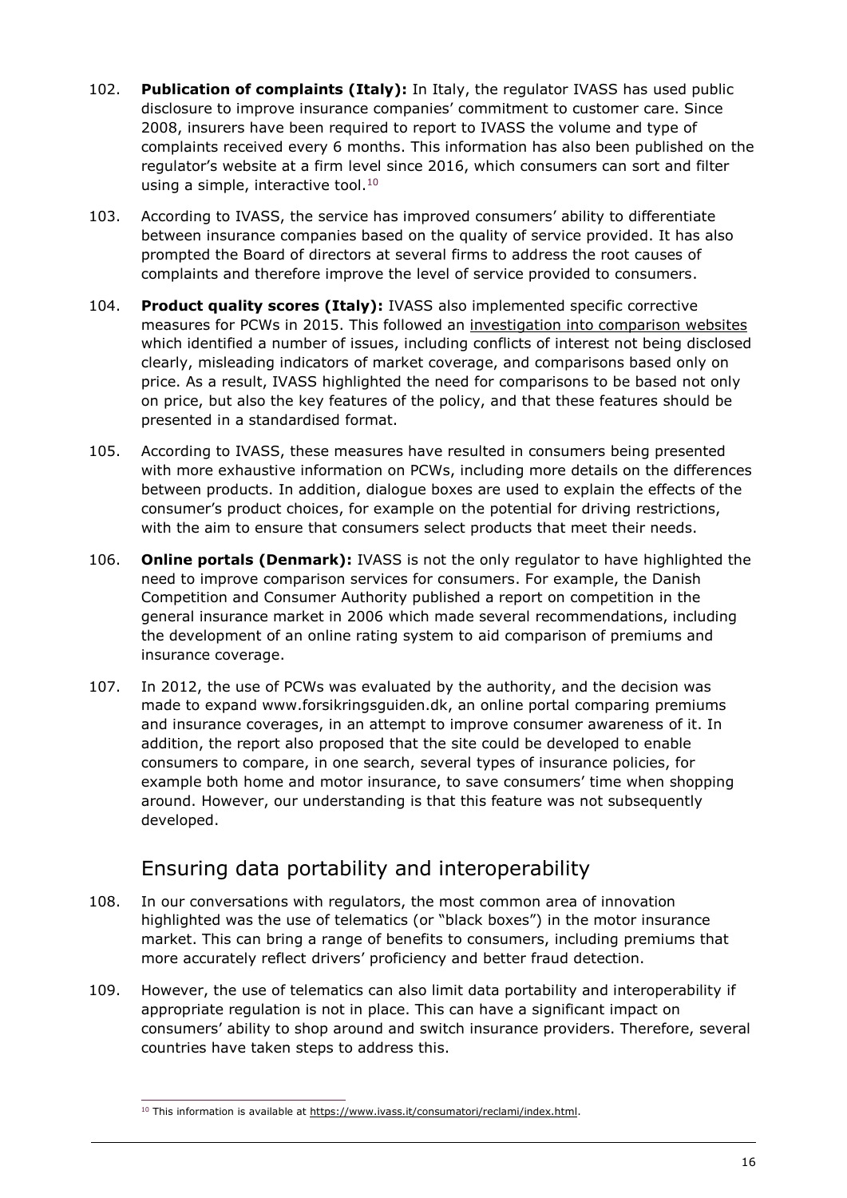102. **Publication of complaints (Italy):** In Italy, the regulator IVASS has used public disclosure to improve insurance companies' commitment to customer care. Since 2008, insurers have been required to report to IVASS the volume and type of complaints received every 6 months. This information has also been published on the regulator's website at a firm level since 2016, which consumers can sort and filter using a simple, interactive tool.[10]

103. According to IVASS, the service has improved consumers' ability to differentiate between insurance companies based on the quality of service provided. It has also prompted the Board of directors at several firms to address the root causes of complaints and therefore improve the level of service provided to consumers.

104. **Product quality scores (Italy):** IVASS also implemented specific corrective measures for PCWs in 2015. This followed an investigation into comparison websites which identified a number of issues, including conflicts of interest not being disclosed clearly, misleading indicators of market coverage, and comparisons based only on price. As a result, IVASS highlighted the need for comparisons to be based not only on price, but also the key features of the policy, and that these features should be presented in a standardised format.

105. According to IVASS, these measures have resulted in consumers being presented with more exhaustive information on PCWs, including more details on the differences between products. In addition, dialogue boxes are used to explain the effects of the consumer's product choices, for example on the potential for driving restrictions, with the aim to ensure that consumers select products that meet their needs.

106. **Online portals (Denmark):** IVASS is not the only regulator to have highlighted the need to improve comparison services for consumers. For example, the Danish Competition and Consumer Authority published a report on competition in the general insurance market in 2006 which made several recommendations, including the development of an online rating system to aid comparison of premiums and insurance coverage.

107. In 2012, the use of PCWs was evaluated by the authority, and the decision was made to expand www.forsikringsguiden.dk, an online portal comparing premiums and insurance coverages, in an attempt to improve consumer awareness of it. In addition, the report also proposed that the site could be developed to enable consumers to compare, in one search, several types of insurance policies, for example both home and motor insurance, to save consumers' time when shopping around. However, our understanding is that this feature was not subsequently developed.

## Ensuring data portability and interoperability

108. In our conversations with regulators, the most common area of innovation highlighted was the use of telematics (or "black boxes") in the motor insurance market. This can bring a range of benefits to consumers, including premiums that more accurately reflect drivers' proficiency and better fraud detection.

109. However, the use of telematics can also limit data portability and interoperability if appropriate regulation is not in place. This can have a significant impact on consumers' ability to shop around and switch insurance providers. Therefore, several countries have taken steps to address this.

[10] This information is available at https://www.ivass.it/consumatori/reclami/index.html.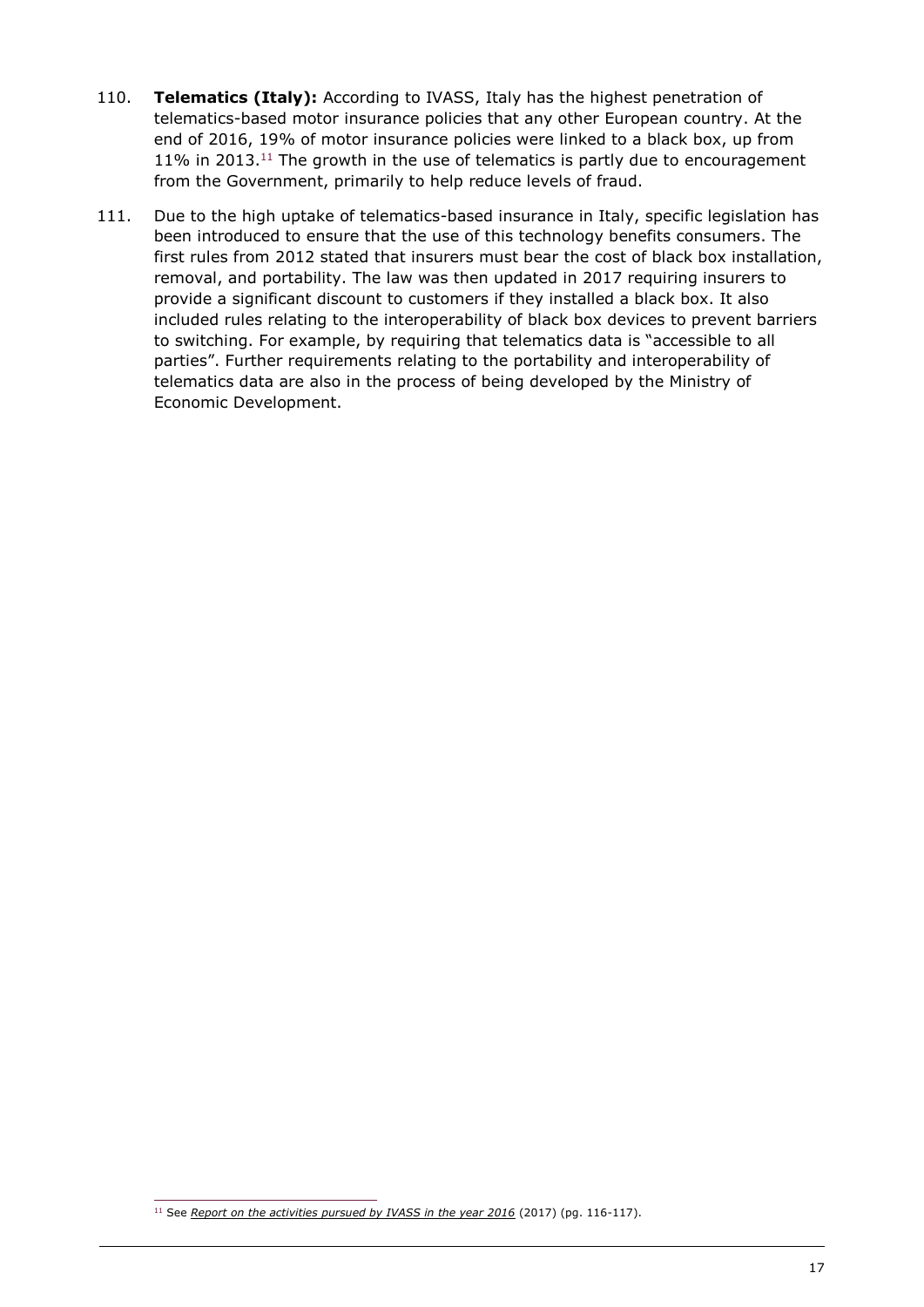110. **Telematics (Italy):** According to IVASS, Italy has the highest penetration of telematics-based motor insurance policies that any other European country. At the end of 2016, 19% of motor insurance policies were linked to a black box, up from 11% in 2013.[11] The growth in the use of telematics is partly due to encouragement from the Government, primarily to help reduce levels of fraud.

111. Due to the high uptake of telematics-based insurance in Italy, specific legislation has been introduced to ensure that the use of this technology benefits consumers. The first rules from 2012 stated that insurers must bear the cost of black box installation, removal, and portability. The law was then updated in 2017 requiring insurers to provide a significant discount to customers if they installed a black box. It also included rules relating to the interoperability of black box devices to prevent barriers to switching. For example, by requiring that telematics data is "accessible to all parties". Further requirements relating to the portability and interoperability of telematics data are also in the process of being developed by the Ministry of Economic Development.

[11] See *Report on the activities pursued by IVASS in the year 2016* (2017) (pg. 116-117).